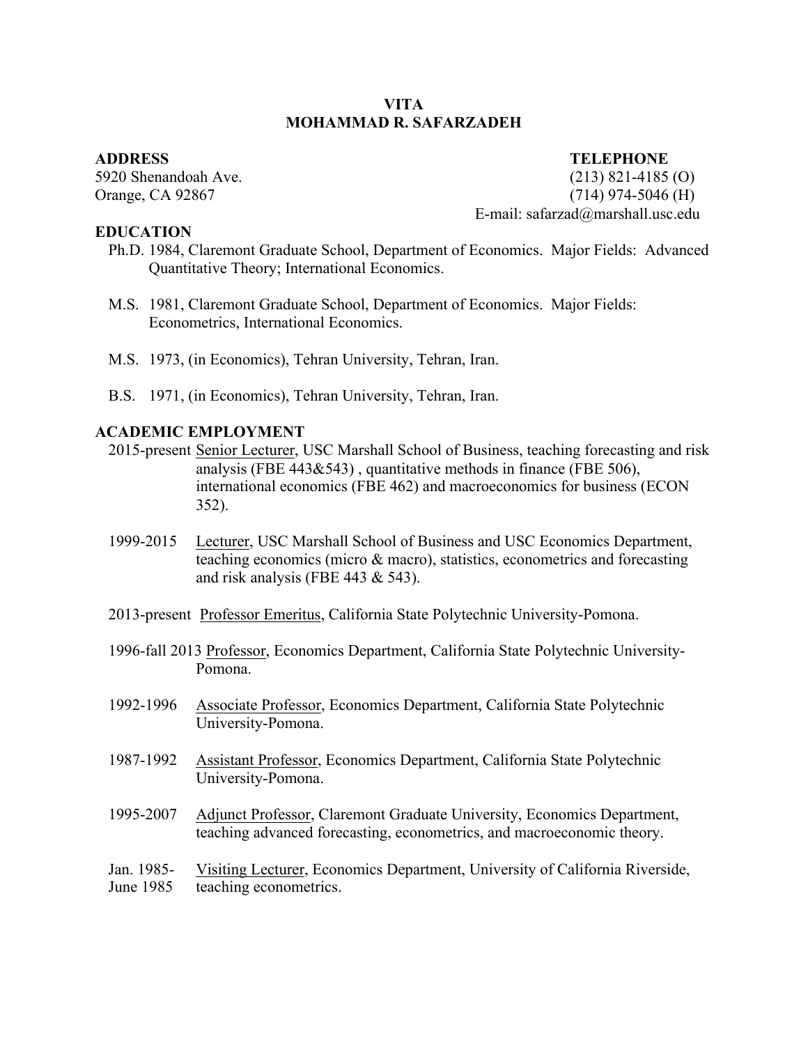# VITA
# MOHAMMAD R. SAFARZADEH

**ADDRESS**
5920 Shenandoah Ave.
Orange, CA 92867

**TELEPHONE**
(213) 821-4185 (O)
(714) 974-5046 (H)
E-mail: safarzad@marshall.usc.edu

## EDUCATION

Ph.D. 1984, Claremont Graduate School, Department of Economics. Major Fields: Advanced Quantitative Theory; International Economics.

M.S. 1981, Claremont Graduate School, Department of Economics. Major Fields: Econometrics, International Economics.

M.S. 1973, (in Economics), Tehran University, Tehran, Iran.

B.S. 1971, (in Economics), Tehran University, Tehran, Iran.

## ACADEMIC EMPLOYMENT

2015-present Senior Lecturer, USC Marshall School of Business, teaching forecasting and risk analysis (FBE 443&543) , quantitative methods in finance (FBE 506), international economics (FBE 462) and macroeconomics for business (ECON 352).

1999-2015 Lecturer, USC Marshall School of Business and USC Economics Department, teaching economics (micro & macro), statistics, econometrics and forecasting and risk analysis (FBE 443 & 543).

2013-present Professor Emeritus, California State Polytechnic University-Pomona.

1996-fall 2013 Professor, Economics Department, California State Polytechnic University-Pomona.

1992-1996 Associate Professor, Economics Department, California State Polytechnic University-Pomona.

1987-1992 Assistant Professor, Economics Department, California State Polytechnic University-Pomona.

1995-2007 Adjunct Professor, Claremont Graduate University, Economics Department, teaching advanced forecasting, econometrics, and macroeconomic theory.

Jan. 1985-June 1985 Visiting Lecturer, Economics Department, University of California Riverside, teaching econometrics.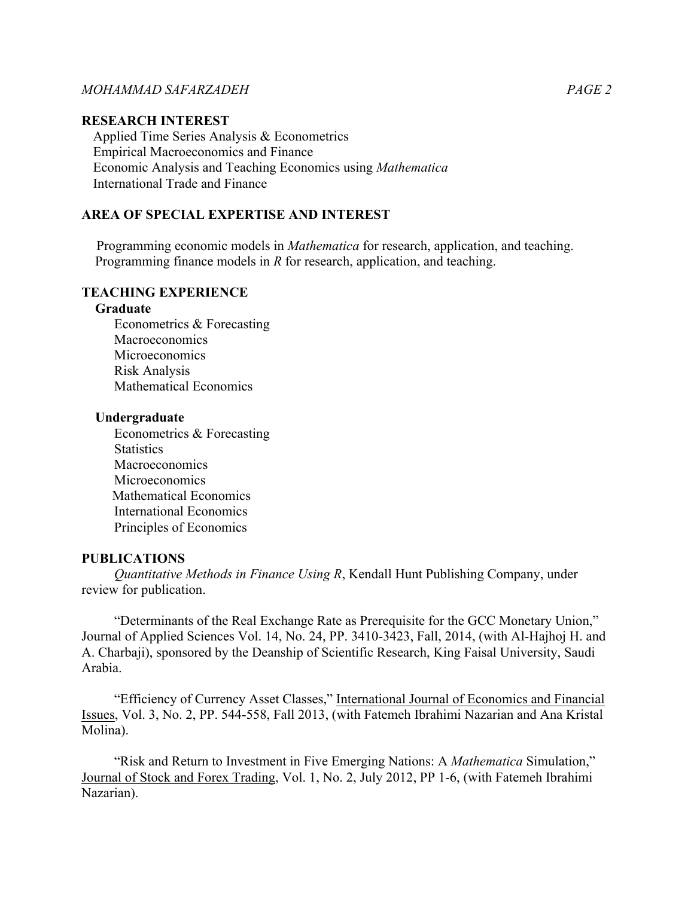## RESEARCH INTEREST

Applied Time Series Analysis & Econometrics
Empirical Macroeconomics and Finance
Economic Analysis and Teaching Economics using *Mathematica*
International Trade and Finance

## AREA OF SPECIAL EXPERTISE AND INTEREST

Programming economic models in *Mathematica* for research, application, and teaching.
Programming finance models in *R* for research, application, and teaching.

## TEACHING EXPERIENCE

### Graduate

Econometrics & Forecasting
Macroeconomics
Microeconomics
Risk Analysis
Mathematical Economics

### Undergraduate

Econometrics & Forecasting
Statistics
Macroeconomics
Microeconomics
Mathematical Economics
International Economics
Principles of Economics

## PUBLICATIONS

*Quantitative Methods in Finance Using R*, Kendall Hunt Publishing Company, under review for publication.

"Determinants of the Real Exchange Rate as Prerequisite for the GCC Monetary Union," Journal of Applied Sciences Vol. 14, No. 24, PP. 3410-3423, Fall, 2014, (with Al-Hajhoj H. and A. Charbaji), sponsored by the Deanship of Scientific Research, King Faisal University, Saudi Arabia.

"Efficiency of Currency Asset Classes," International Journal of Economics and Financial Issues, Vol. 3, No. 2, PP. 544-558, Fall 2013, (with Fatemeh Ibrahimi Nazarian and Ana Kristal Molina).

"Risk and Return to Investment in Five Emerging Nations: A *Mathematica* Simulation," Journal of Stock and Forex Trading, Vol. 1, No. 2, July 2012, PP 1-6, (with Fatemeh Ibrahimi Nazarian).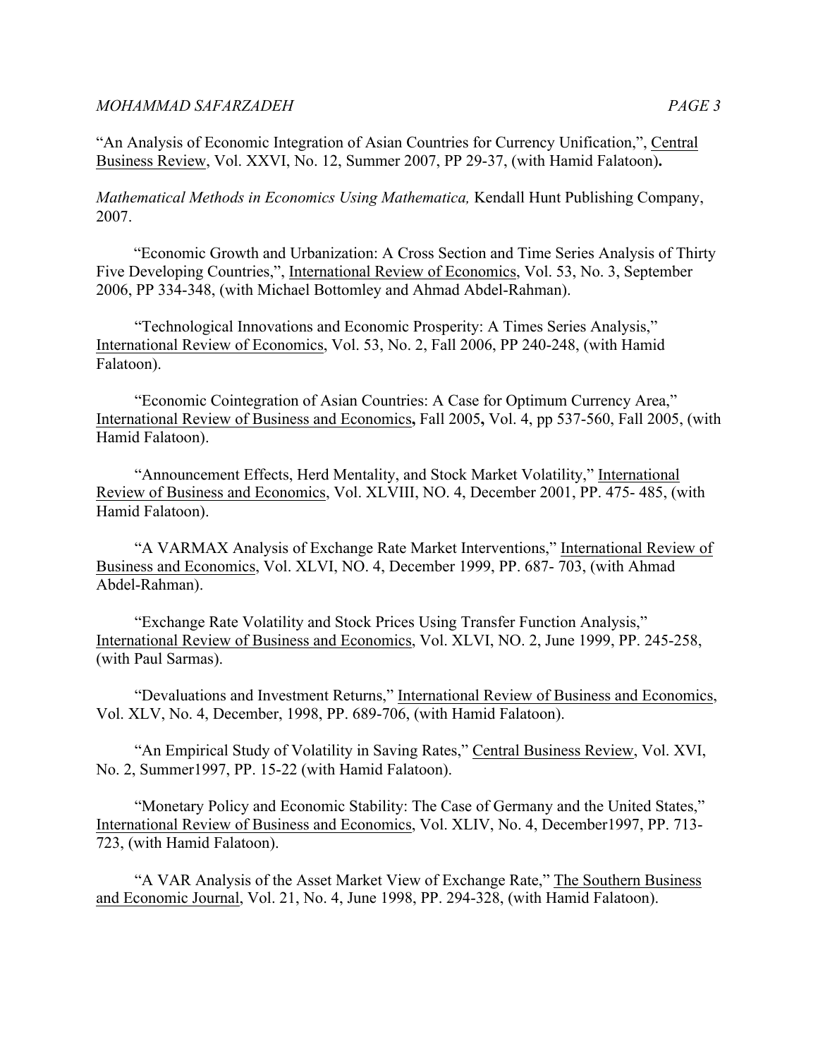"An Analysis of Economic Integration of Asian Countries for Currency Unification,", Central Business Review, Vol. XXVI, No. 12, Summer 2007, PP 29-37, (with Hamid Falatoon)**.**

*Mathematical Methods in Economics Using Mathematica,* Kendall Hunt Publishing Company, 2007.

"Economic Growth and Urbanization: A Cross Section and Time Series Analysis of Thirty Five Developing Countries,", International Review of Economics, Vol. 53, No. 3, September 2006, PP 334-348, (with Michael Bottomley and Ahmad Abdel-Rahman).

"Technological Innovations and Economic Prosperity: A Times Series Analysis," International Review of Economics, Vol. 53, No. 2, Fall 2006, PP 240-248, (with Hamid Falatoon).

"Economic Cointegration of Asian Countries: A Case for Optimum Currency Area," International Review of Business and Economics**,** Fall 2005**,** Vol. 4, pp 537-560, Fall 2005, (with Hamid Falatoon).

"Announcement Effects, Herd Mentality, and Stock Market Volatility," International Review of Business and Economics, Vol. XLVIII, NO. 4, December 2001, PP. 475- 485, (with Hamid Falatoon).

"A VARMAX Analysis of Exchange Rate Market Interventions," International Review of Business and Economics, Vol. XLVI, NO. 4, December 1999, PP. 687- 703, (with Ahmad Abdel-Rahman).

"Exchange Rate Volatility and Stock Prices Using Transfer Function Analysis," International Review of Business and Economics, Vol. XLVI, NO. 2, June 1999, PP. 245-258, (with Paul Sarmas).

"Devaluations and Investment Returns," International Review of Business and Economics, Vol. XLV, No. 4, December, 1998, PP. 689-706, (with Hamid Falatoon).

"An Empirical Study of Volatility in Saving Rates," Central Business Review, Vol. XVI, No. 2, Summer1997, PP. 15-22 (with Hamid Falatoon).

"Monetary Policy and Economic Stability: The Case of Germany and the United States," International Review of Business and Economics, Vol. XLIV, No. 4, December1997, PP. 713-723, (with Hamid Falatoon).

"A VAR Analysis of the Asset Market View of Exchange Rate," The Southern Business and Economic Journal, Vol. 21, No. 4, June 1998, PP. 294-328, (with Hamid Falatoon).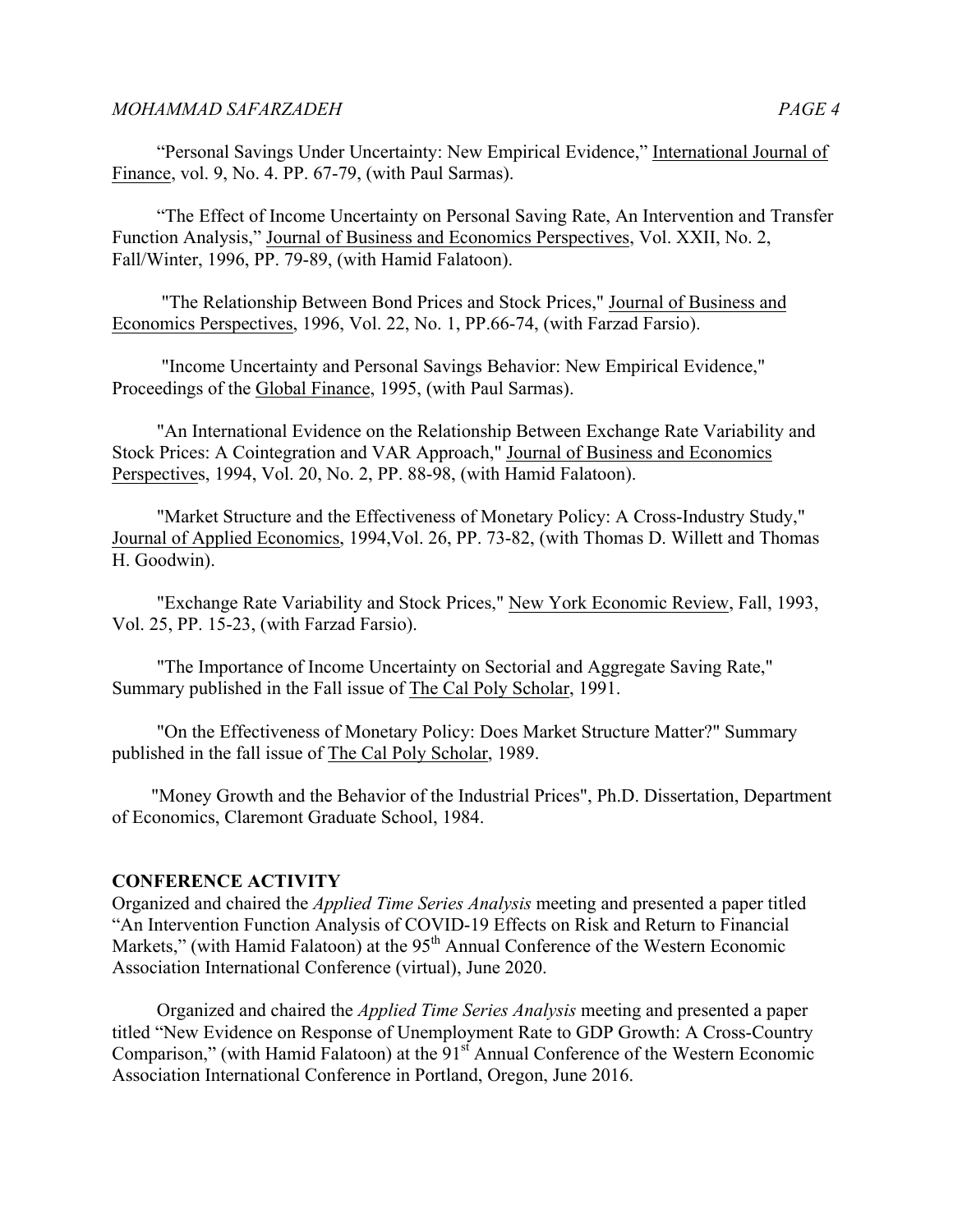"Personal Savings Under Uncertainty: New Empirical Evidence," International Journal of Finance, vol. 9, No. 4. PP. 67-79, (with Paul Sarmas).

"The Effect of Income Uncertainty on Personal Saving Rate, An Intervention and Transfer Function Analysis," Journal of Business and Economics Perspectives, Vol. XXII, No. 2, Fall/Winter, 1996, PP. 79-89, (with Hamid Falatoon).

"The Relationship Between Bond Prices and Stock Prices," Journal of Business and Economics Perspectives, 1996, Vol. 22, No. 1, PP.66-74, (with Farzad Farsio).

"Income Uncertainty and Personal Savings Behavior: New Empirical Evidence," Proceedings of the Global Finance, 1995, (with Paul Sarmas).

"An International Evidence on the Relationship Between Exchange Rate Variability and Stock Prices: A Cointegration and VAR Approach," Journal of Business and Economics Perspectives, 1994, Vol. 20, No. 2, PP. 88-98, (with Hamid Falatoon).

"Market Structure and the Effectiveness of Monetary Policy: A Cross-Industry Study," Journal of Applied Economics, 1994,Vol. 26, PP. 73-82, (with Thomas D. Willett and Thomas H. Goodwin).

"Exchange Rate Variability and Stock Prices," New York Economic Review, Fall, 1993, Vol. 25, PP. 15-23, (with Farzad Farsio).

"The Importance of Income Uncertainty on Sectorial and Aggregate Saving Rate," Summary published in the Fall issue of The Cal Poly Scholar, 1991.

"On the Effectiveness of Monetary Policy: Does Market Structure Matter?" Summary published in the fall issue of The Cal Poly Scholar, 1989.

"Money Growth and the Behavior of the Industrial Prices", Ph.D. Dissertation, Department of Economics, Claremont Graduate School, 1984.

**CONFERENCE ACTIVITY**

Organized and chaired the *Applied Time Series Analysis* meeting and presented a paper titled "An Intervention Function Analysis of COVID-19 Effects on Risk and Return to Financial Markets," (with Hamid Falatoon) at the 95th Annual Conference of the Western Economic Association International Conference (virtual), June 2020.

Organized and chaired the *Applied Time Series Analysis* meeting and presented a paper titled "New Evidence on Response of Unemployment Rate to GDP Growth: A Cross-Country Comparison," (with Hamid Falatoon) at the 91st Annual Conference of the Western Economic Association International Conference in Portland, Oregon, June 2016.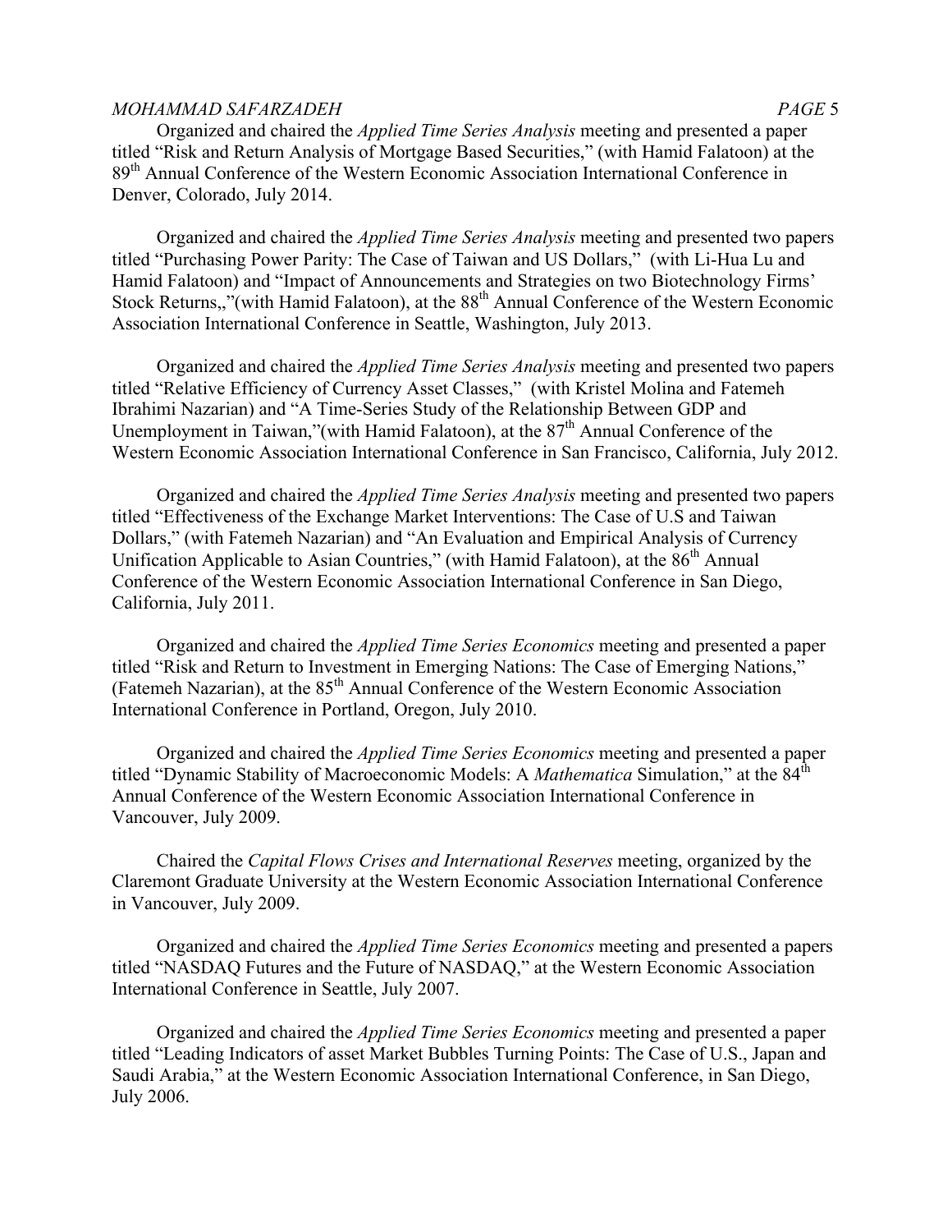Organized and chaired the *Applied Time Series Analysis* meeting and presented a paper titled “Risk and Return Analysis of Mortgage Based Securities,” (with Hamid Falatoon) at the 89th Annual Conference of the Western Economic Association International Conference in Denver, Colorado, July 2014.

Organized and chaired the *Applied Time Series Analysis* meeting and presented two papers titled “Purchasing Power Parity: The Case of Taiwan and US Dollars,” (with Li-Hua Lu and Hamid Falatoon) and “Impact of Announcements and Strategies on two Biotechnology Firms' Stock Returns,,”(with Hamid Falatoon), at the 88th Annual Conference of the Western Economic Association International Conference in Seattle, Washington, July 2013.

Organized and chaired the *Applied Time Series Analysis* meeting and presented two papers titled “Relative Efficiency of Currency Asset Classes,” (with Kristel Molina and Fatemeh Ibrahimi Nazarian) and “A Time-Series Study of the Relationship Between GDP and Unemployment in Taiwan,”(with Hamid Falatoon), at the 87th Annual Conference of the Western Economic Association International Conference in San Francisco, California, July 2012.

Organized and chaired the *Applied Time Series Analysis* meeting and presented two papers titled “Effectiveness of the Exchange Market Interventions: The Case of U.S and Taiwan Dollars,” (with Fatemeh Nazarian) and “An Evaluation and Empirical Analysis of Currency Unification Applicable to Asian Countries,” (with Hamid Falatoon), at the 86th Annual Conference of the Western Economic Association International Conference in San Diego, California, July 2011.

Organized and chaired the *Applied Time Series Economics* meeting and presented a paper titled “Risk and Return to Investment in Emerging Nations: The Case of Emerging Nations,” (Fatemeh Nazarian), at the 85th Annual Conference of the Western Economic Association International Conference in Portland, Oregon, July 2010.

Organized and chaired the *Applied Time Series Economics* meeting and presented a paper titled “Dynamic Stability of Macroeconomic Models: A *Mathematica* Simulation,” at the 84th Annual Conference of the Western Economic Association International Conference in Vancouver, July 2009.

Chaired the *Capital Flows Crises and International Reserves* meeting, organized by the Claremont Graduate University at the Western Economic Association International Conference in Vancouver, July 2009.

Organized and chaired the *Applied Time Series Economics* meeting and presented a papers titled “NASDAQ Futures and the Future of NASDAQ,” at the Western Economic Association International Conference in Seattle, July 2007.

Organized and chaired the *Applied Time Series Economics* meeting and presented a paper titled “Leading Indicators of asset Market Bubbles Turning Points: The Case of U.S., Japan and Saudi Arabia,” at the Western Economic Association International Conference, in San Diego, July 2006.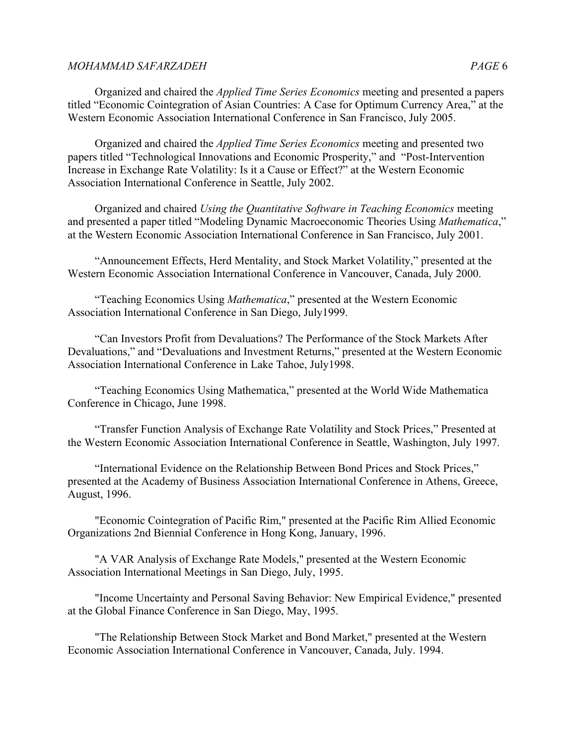Organized and chaired the *Applied Time Series Economics* meeting and presented a papers titled "Economic Cointegration of Asian Countries: A Case for Optimum Currency Area," at the Western Economic Association International Conference in San Francisco, July 2005.

Organized and chaired the *Applied Time Series Economics* meeting and presented two papers titled "Technological Innovations and Economic Prosperity," and "Post-Intervention Increase in Exchange Rate Volatility: Is it a Cause or Effect?" at the Western Economic Association International Conference in Seattle, July 2002.

Organized and chaired *Using the Quantitative Software in Teaching Economics* meeting and presented a paper titled "Modeling Dynamic Macroeconomic Theories Using *Mathematica*," at the Western Economic Association International Conference in San Francisco, July 2001.

"Announcement Effects, Herd Mentality, and Stock Market Volatility," presented at the Western Economic Association International Conference in Vancouver, Canada, July 2000.

"Teaching Economics Using *Mathematica*," presented at the Western Economic Association International Conference in San Diego, July1999.

"Can Investors Profit from Devaluations? The Performance of the Stock Markets After Devaluations," and "Devaluations and Investment Returns," presented at the Western Economic Association International Conference in Lake Tahoe, July1998.

"Teaching Economics Using Mathematica," presented at the World Wide Mathematica Conference in Chicago, June 1998.

"Transfer Function Analysis of Exchange Rate Volatility and Stock Prices," Presented at the Western Economic Association International Conference in Seattle, Washington, July 1997.

"International Evidence on the Relationship Between Bond Prices and Stock Prices," presented at the Academy of Business Association International Conference in Athens, Greece, August, 1996.

"Economic Cointegration of Pacific Rim," presented at the Pacific Rim Allied Economic Organizations 2nd Biennial Conference in Hong Kong, January, 1996.

"A VAR Analysis of Exchange Rate Models," presented at the Western Economic Association International Meetings in San Diego, July, 1995.

"Income Uncertainty and Personal Saving Behavior: New Empirical Evidence," presented at the Global Finance Conference in San Diego, May, 1995.

"The Relationship Between Stock Market and Bond Market," presented at the Western Economic Association International Conference in Vancouver, Canada, July. 1994.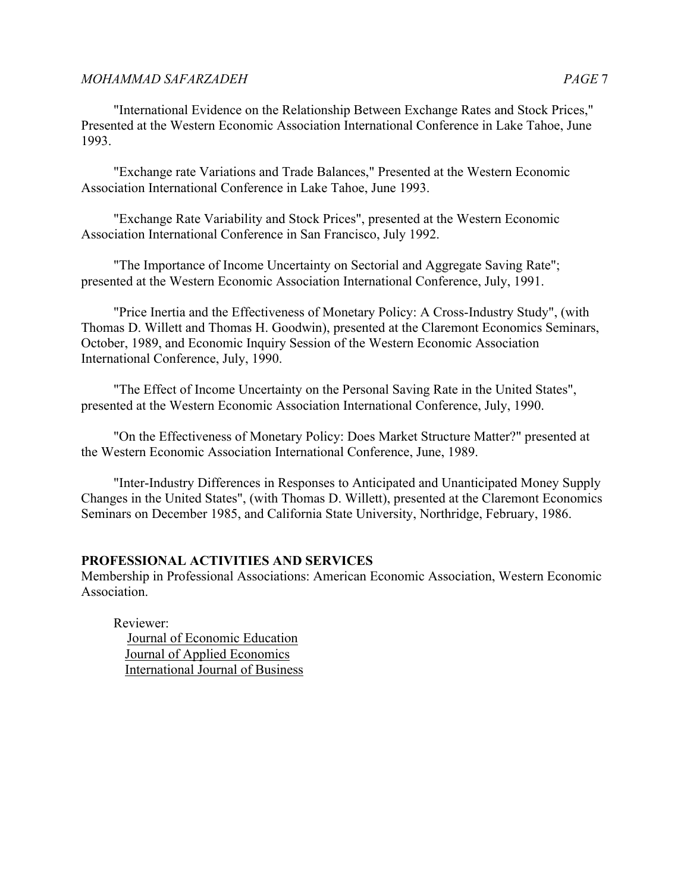"International Evidence on the Relationship Between Exchange Rates and Stock Prices," Presented at the Western Economic Association International Conference in Lake Tahoe, June 1993.

"Exchange rate Variations and Trade Balances," Presented at the Western Economic Association International Conference in Lake Tahoe, June 1993.

"Exchange Rate Variability and Stock Prices", presented at the Western Economic Association International Conference in San Francisco, July 1992.

"The Importance of Income Uncertainty on Sectorial and Aggregate Saving Rate"; presented at the Western Economic Association International Conference, July, 1991.

"Price Inertia and the Effectiveness of Monetary Policy: A Cross-Industry Study", (with Thomas D. Willett and Thomas H. Goodwin), presented at the Claremont Economics Seminars, October, 1989, and Economic Inquiry Session of the Western Economic Association International Conference, July, 1990.

"The Effect of Income Uncertainty on the Personal Saving Rate in the United States", presented at the Western Economic Association International Conference, July, 1990.

"On the Effectiveness of Monetary Policy: Does Market Structure Matter?" presented at the Western Economic Association International Conference, June, 1989.

"Inter-Industry Differences in Responses to Anticipated and Unanticipated Money Supply Changes in the United States", (with Thomas D. Willett), presented at the Claremont Economics Seminars on December 1985, and California State University, Northridge, February, 1986.

## PROFESSIONAL ACTIVITIES AND SERVICES

Membership in Professional Associations: American Economic Association, Western Economic Association.

Reviewer:

- Journal of Economic Education
- Journal of Applied Economics
- International Journal of Business